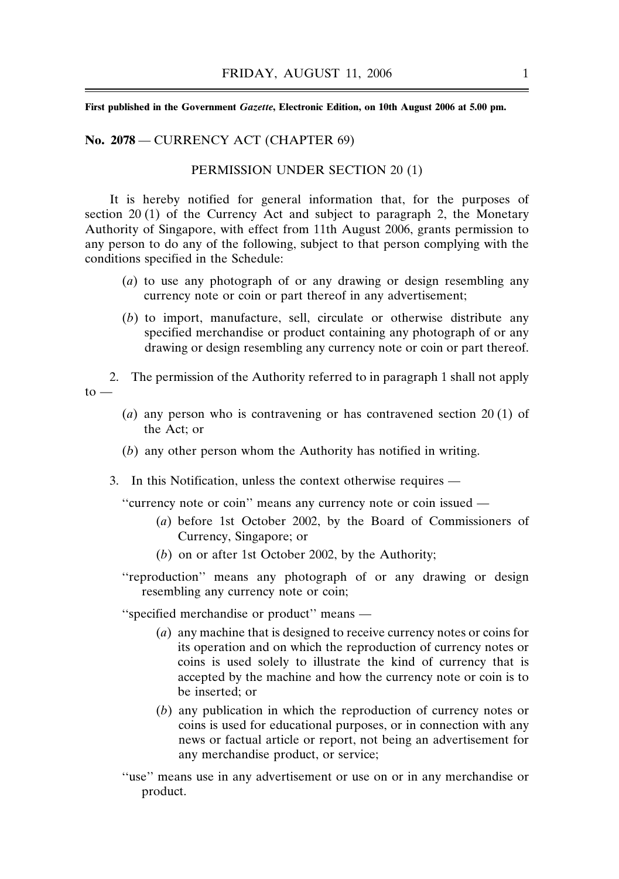**First published in the Government *Gazette*, Electronic Edition, on 10th August 2006 at 5.00 pm.**

**No. 2078** — CURRENCY ACT (CHAPTER 69)

PERMISSION UNDER SECTION 20 (1)

It is hereby notified for general information that, for the purposes of section 20 (1) of the Currency Act and subject to paragraph 2, the Monetary Authority of Singapore, with effect from 11th August 2006, grants permission to any person to do any of the following, subject to that person complying with the conditions specified in the Schedule:

(*a*) to use any photograph of or any drawing or design resembling any currency note or coin or part thereof in any advertisement;

(*b*) to import, manufacture, sell, circulate or otherwise distribute any specified merchandise or product containing any photograph of or any drawing or design resembling any currency note or coin or part thereof.

2. The permission of the Authority referred to in paragraph 1 shall not apply to —

(*a*) any person who is contravening or has contravened section 20 (1) of the Act; or

(*b*) any other person whom the Authority has notified in writing.

3. In this Notification, unless the context otherwise requires —

''currency note or coin'' means any currency note or coin issued —

(*a*) before 1st October 2002, by the Board of Commissioners of Currency, Singapore; or

(*b*) on or after 1st October 2002, by the Authority;

''reproduction'' means any photograph of or any drawing or design resembling any currency note or coin;

''specified merchandise or product'' means —

(*a*) any machine that is designed to receive currency notes or coins for its operation and on which the reproduction of currency notes or coins is used solely to illustrate the kind of currency that is accepted by the machine and how the currency note or coin is to be inserted; or

(*b*) any publication in which the reproduction of currency notes or coins is used for educational purposes, or in connection with any news or factual article or report, not being an advertisement for any merchandise product, or service;

''use'' means use in any advertisement or use on or in any merchandise or product.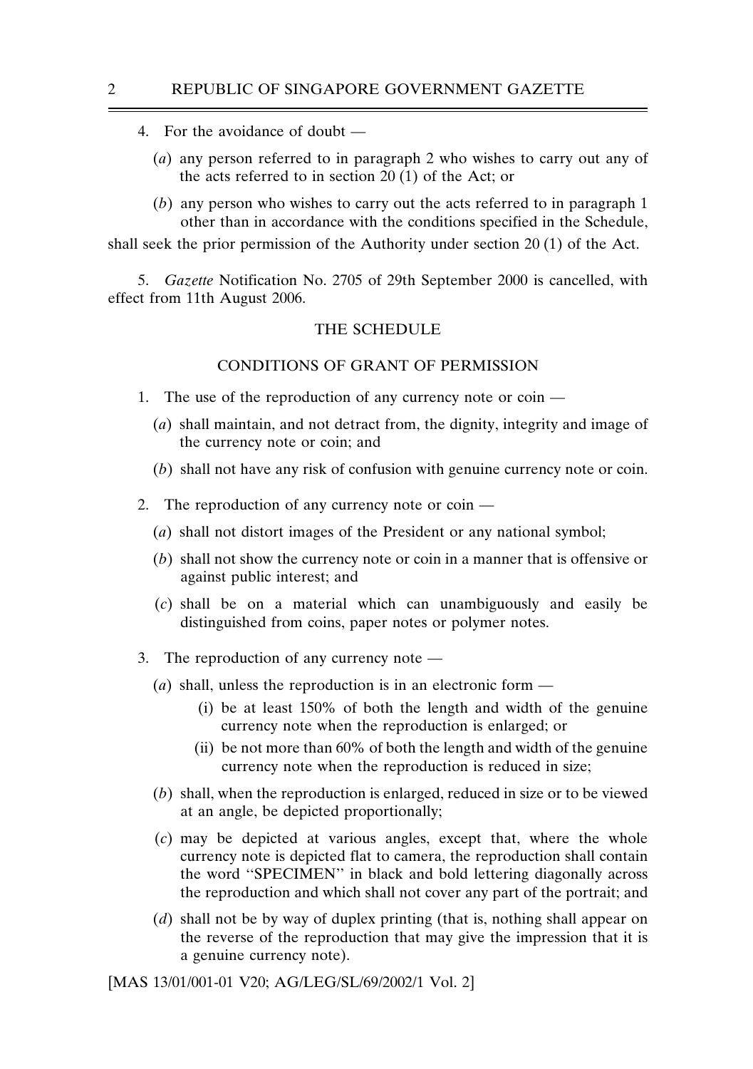4. For the avoidance of doubt —

   (*a*) any person referred to in paragraph 2 who wishes to carry out any of the acts referred to in section 20 (1) of the Act; or

   (*b*) any person who wishes to carry out the acts referred to in paragraph 1 other than in accordance with the conditions specified in the Schedule,

shall seek the prior permission of the Authority under section 20 (1) of the Act.

5. *Gazette* Notification No. 2705 of 29th September 2000 is cancelled, with effect from 11th August 2006.

## THE SCHEDULE

### CONDITIONS OF GRANT OF PERMISSION

1. The use of the reproduction of any currency note or coin —

   (*a*) shall maintain, and not detract from, the dignity, integrity and image of the currency note or coin; and

   (*b*) shall not have any risk of confusion with genuine currency note or coin.

2. The reproduction of any currency note or coin —

   (*a*) shall not distort images of the President or any national symbol;

   (*b*) shall not show the currency note or coin in a manner that is offensive or against public interest; and

   (*c*) shall be on a material which can unambiguously and easily be distinguished from coins, paper notes or polymer notes.

3. The reproduction of any currency note —

   (*a*) shall, unless the reproduction is in an electronic form —

      (i) be at least 150% of both the length and width of the genuine currency note when the reproduction is enlarged; or

      (ii) be not more than 60% of both the length and width of the genuine currency note when the reproduction is reduced in size;

   (*b*) shall, when the reproduction is enlarged, reduced in size or to be viewed at an angle, be depicted proportionally;

   (*c*) may be depicted at various angles, except that, where the whole currency note is depicted flat to camera, the reproduction shall contain the word "SPECIMEN" in black and bold lettering diagonally across the reproduction and which shall not cover any part of the portrait; and

   (*d*) shall not be by way of duplex printing (that is, nothing shall appear on the reverse of the reproduction that may give the impression that it is a genuine currency note).

[MAS 13/01/001-01 V20; AG/LEG/SL/69/2002/1 Vol. 2]